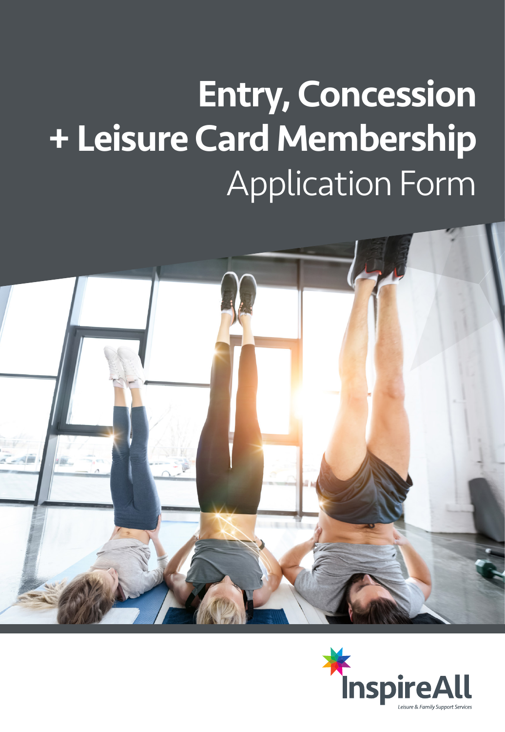# Entry, Concession + Leisure Card Membership Application Form

InspireAll

*Leisure & Family Support Services*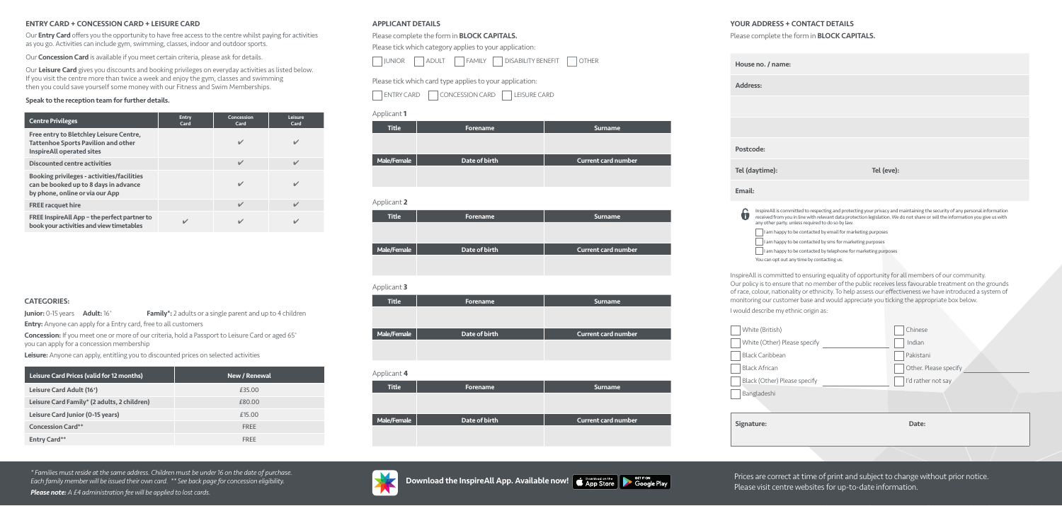## ENTRY CARD + CONCESSION CARD + LEISURE CARD

Our **Entry Card** offers you the opportunity to have free access to the centre whilst paying for activities as you go. Activities can include gym, swimming, classes, indoor and outdoor sports.

Our **Concession Card** is available if you meet certain criteria, please ask for details.

Our **Leisure Card** gives you discounts and booking privileges on everyday activities as listed below. If you visit the centre more than twice a week and enjoy the gym, classes and swimming then you could save yourself some money with our Fitness and Swim Memberships.

**Speak to the reception team for further details.**

| Centre Privileges | Entry Card | Concession Card | Leisure Card |
|---|---|---|---|
| **Free entry to Bletchley Leisure Centre, Tattenhoe Sports Pavilion and other InspireAll operated sites** | | ✔ | ✔ |
| **Discounted centre activities** | | ✔ | ✔ |
| **Booking privileges - activities/facilities can be booked up to 8 days in advance by phone, online or via our App** | | ✔ | ✔ |
| **FREE racquet hire** | | ✔ | ✔ |
| **FREE InspireAll App – the perfect partner to book your activities and view timetables** | ✔ | ✔ | ✔ |

### CATEGORIES:

**Junior:** 0-15 years **Adult:** 16+ **Family\*:** 2 adults or a single parent and up to 4 children

**Entry:** Anyone can apply for a Entry card, free to all customers

**Concession:** If you meet one or more of our criteria, hold a Passport to Leisure Card or aged 65+ you can apply for a concession membership

**Leisure:** Anyone can apply, entitling you to discounted prices on selected activities

| Leisure Card Prices (valid for 12 months) | New / Renewal |
|---|---|
| Leisure Card Adult (16+) | £35.00 |
| Leisure Card Family* (2 adults, 2 children) | £80.00 |
| Leisure Card Junior (0-15 years) | £15.00 |
| Concession Card** | FREE |
| Entry Card** | FREE |

*\* Families must reside at the same address. Children must be under 16 on the date of purchase. Each family member will be issued their own card. \*\* See back page for concession eligibility.*

***Please note:** A £4 administration fee will be applied to lost cards.*

## APPLICANT DETAILS

Please complete the form in **BLOCK CAPITALS.**

Please tick which category applies to your application:

☐ JUNIOR ☐ ADULT ☐ FAMILY ☐ DISABILITY BENEFIT ☐ OTHER

Please tick which card type applies to your application:

☐ ENTRY CARD ☐ CONCESSION CARD ☐ LEISURE CARD

Applicant **1**

| Title | Forename | Surname |
|---|---|---|
| | | |
| **Male/Female** | **Date of birth** | **Current card number** |
| | | |

Applicant **2**

| Title | Forename | Surname |
|---|---|---|
| | | |
| **Male/Female** | **Date of birth** | **Current card number** |
| | | |

Applicant **3**

| Title | Forename | Surname |
|---|---|---|
| | | |
| **Male/Female** | **Date of birth** | **Current card number** |
| | | |

Applicant **4**

| Title | Forename | Surname |
|---|---|---|
| | | |
| **Male/Female** | **Date of birth** | **Current card number** |
| | | |

**Download the InspireAll App. Available now!** App Store Google Play

## YOUR ADDRESS + CONTACT DETAILS

Please complete the form in **BLOCK CAPITALS.**

**House no. / name:**

**Address:**

**Postcode:**

**Tel (daytime):** **Tel (eve):**

**Email:**

InspireAll is committed to respecting and protecting your privacy and maintaining the security of any personal information received from you in line with relevant data protection legislation. We do not share or sell the information you give us with any other party, unless required to do so by law.

☐ I am happy to be contacted by email for marketing purposes

☐ I am happy to be contacted by sms for marketing purposes

☐ I am happy to be contacted by telephone for marketing purposes

You can opt out any time by contacting us.

InspireAll is committed to ensuring equality of opportunity for all members of our community. Our policy is to ensure that no member of the public receives less favourable treatment on the grounds of race, colour, nationality or ethnicity. To help assess our effectiveness we have introduced a system of monitoring our customer base and would appreciate you ticking the appropriate box below.

I would describe my ethnic origin as:

☐ White (British)
☐ White (Other) Please specify ______
☐ Black Caribbean
☐ Black African
☐ Black (Other) Please specify ______
☐ Bangladeshi
☐ Chinese
☐ Indian
☐ Pakistani
☐ Other. Please specify ______
☐ I'd rather not say

**Signature:** **Date:**

Prices are correct at time of print and subject to change without prior notice. Please visit centre websites for up-to-date information.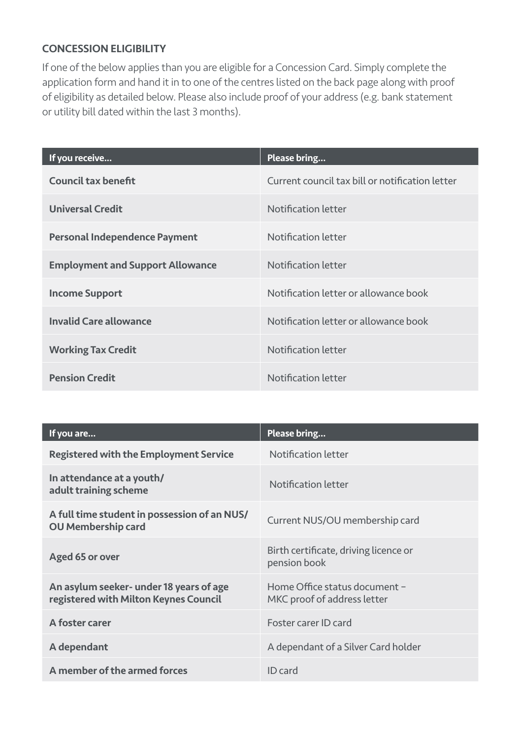## CONCESSION ELIGIBILITY

If one of the below applies than you are eligible for a Concession Card. Simply complete the application form and hand it in to one of the centres listed on the back page along with proof of eligibility as detailed below. Please also include proof of your address (e.g. bank statement or utility bill dated within the last 3 months).

| If you receive... | Please bring... |
| --- | --- |
| **Council tax benefit** | Current council tax bill or notification letter |
| **Universal Credit** | Notification letter |
| **Personal Independence Payment** | Notification letter |
| **Employment and Support Allowance** | Notification letter |
| **Income Support** | Notification letter or allowance book |
| **Invalid Care allowance** | Notification letter or allowance book |
| **Working Tax Credit** | Notification letter |
| **Pension Credit** | Notification letter |

| If you are... | Please bring... |
| --- | --- |
| **Registered with the Employment Service** | Notification letter |
| **In attendance at a youth/ adult training scheme** | Notification letter |
| **A full time student in possession of an NUS/ OU Membership card** | Current NUS/OU membership card |
| **Aged 65 or over** | Birth certificate, driving licence or pension book |
| **An asylum seeker- under 18 years of age registered with Milton Keynes Council** | Home Office status document – MKC proof of address letter |
| **A foster carer** | Foster carer ID card |
| **A dependant** | A dependant of a Silver Card holder |
| **A member of the armed forces** | ID card |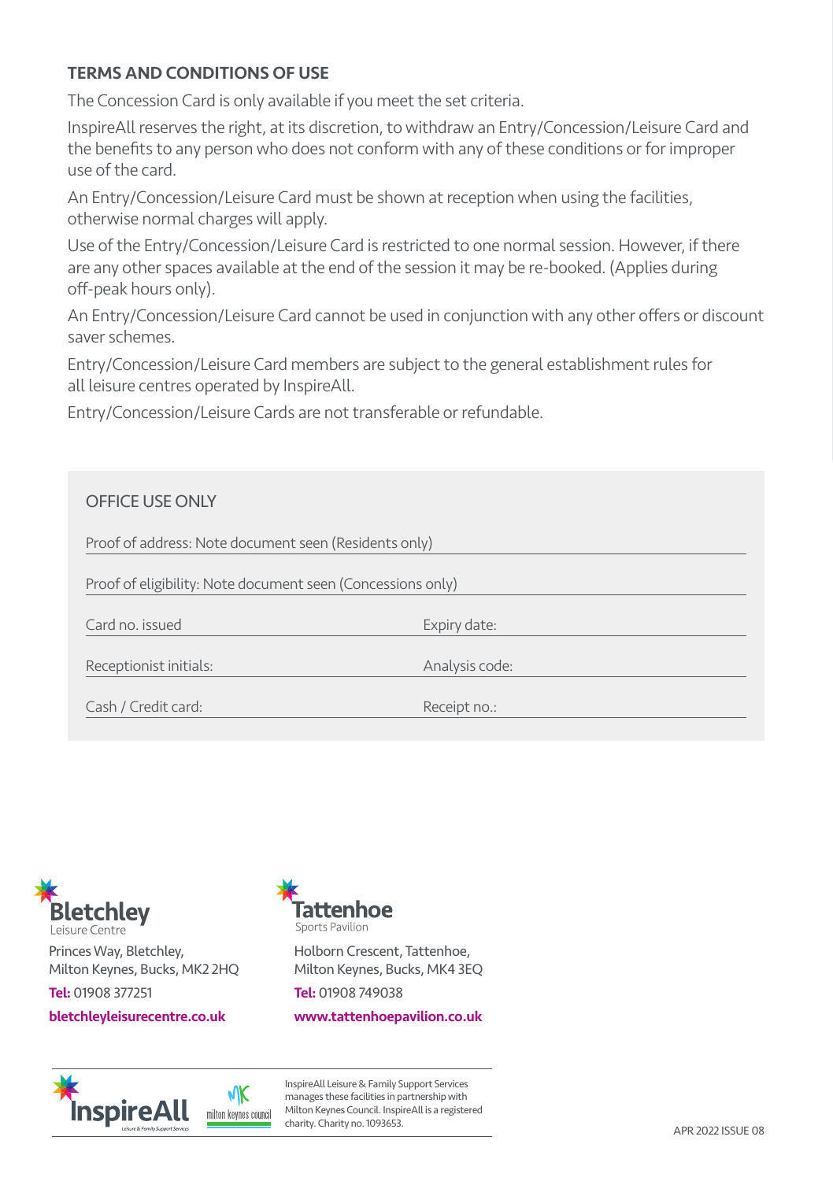## TERMS AND CONDITIONS OF USE

The Concession Card is only available if you meet the set criteria.

InspireAll reserves the right, at its discretion, to withdraw an Entry/Concession/Leisure Card and the benefits to any person who does not conform with any of these conditions or for improper use of the card.

An Entry/Concession/Leisure Card must be shown at reception when using the facilities, otherwise normal charges will apply.

Use of the Entry/Concession/Leisure Card is restricted to one normal session. However, if there are any other spaces available at the end of the session it may be re-booked. (Applies during off-peak hours only).

An Entry/Concession/Leisure Card cannot be used in conjunction with any other offers or discount saver schemes.

Entry/Concession/Leisure Card members are subject to the general establishment rules for all leisure centres operated by InspireAll.

Entry/Concession/Leisure Cards are not transferable or refundable.

### OFFICE USE ONLY

Proof of address: Note document seen (Residents only)

Proof of eligibility: Note document seen (Concessions only)

| | |
|---|---|
| Card no. issued | Expiry date: |
| Receptionist initials: | Analysis code: |
| Cash / Credit card: | Receipt no.: |

**Bletchley** Leisure Centre
Princes Way, Bletchley,
Milton Keynes, Bucks, MK2 2HQ
**Tel:** 01908 377251
**bletchleyleisurecentre.co.uk**

**Tattenhoe** Sports Pavilion
Holborn Crescent, Tattenhoe,
Milton Keynes, Bucks, MK4 3EQ
**Tel:** 01908 749038
**www.tattenhoepavilion.co.uk**

InspireAll Leisure & Family Support Services

milton keynes council

InspireAll Leisure & Family Support Services manages these facilities in partnership with Milton Keynes Council. InspireAll is a registered charity. Charity no. 1093653.

APR 2022 ISSUE 08